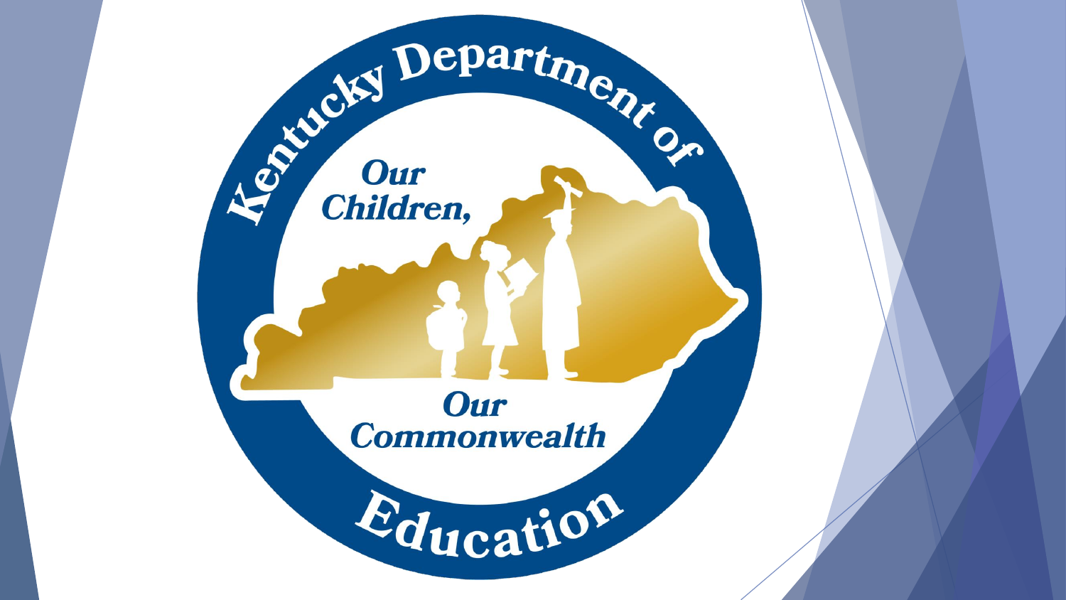Kentucky Department of Education

Our Children,

Our Commonwealth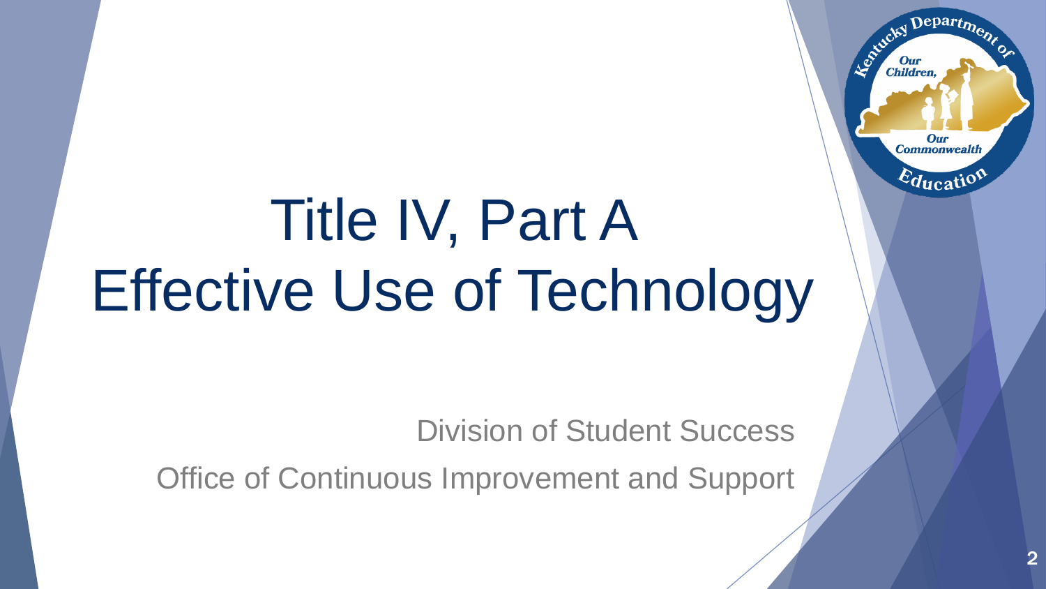# Title IV, Part A Effective Use of Technology

Division of Student Success

Office of Continuous Improvement and Support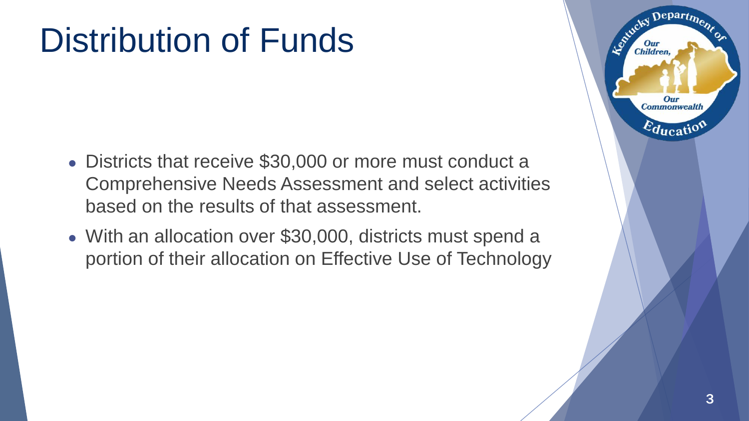# Distribution of Funds

- Districts that receive $30,000 or more must conduct a Comprehensive Needs Assessment and select activities based on the results of that assessment.
- With an allocation over $30,000, districts must spend a portion of their allocation on Effective Use of Technology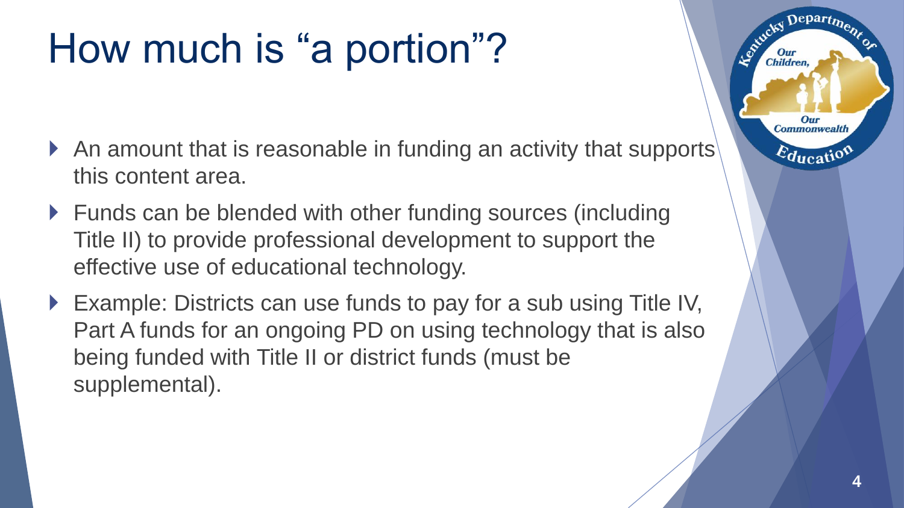# How much is "a portion"?

- An amount that is reasonable in funding an activity that supports this content area.
- Funds can be blended with other funding sources (including Title II) to provide professional development to support the effective use of educational technology.
- Example: Districts can use funds to pay for a sub using Title IV, Part A funds for an ongoing PD on using technology that is also being funded with Title II or district funds (must be supplemental).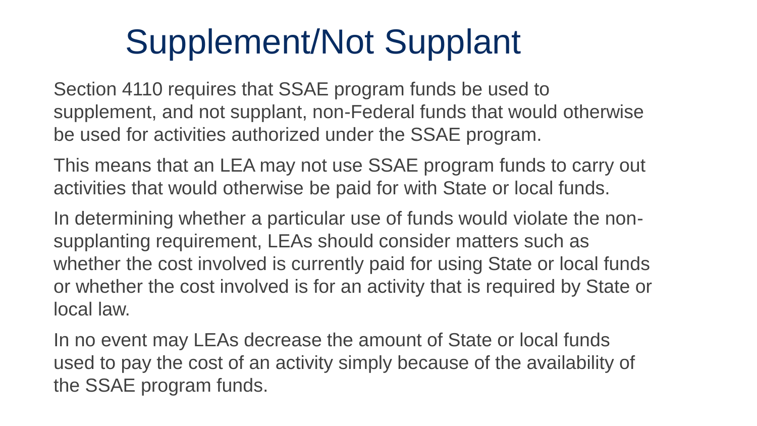# Supplement/Not Supplant

Section 4110 requires that SSAE program funds be used to supplement, and not supplant, non-Federal funds that would otherwise be used for activities authorized under the SSAE program.

This means that an LEA may not use SSAE program funds to carry out activities that would otherwise be paid for with State or local funds.

In determining whether a particular use of funds would violate the non-supplanting requirement, LEAs should consider matters such as whether the cost involved is currently paid for using State or local funds or whether the cost involved is for an activity that is required by State or local law.

In no event may LEAs decrease the amount of State or local funds used to pay the cost of an activity simply because of the availability of the SSAE program funds.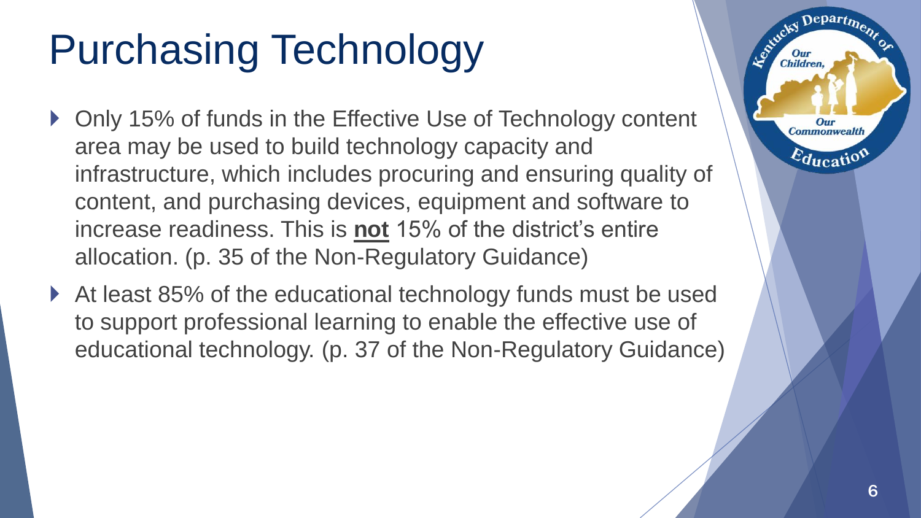# Purchasing Technology

- Only 15% of funds in the Effective Use of Technology content area may be used to build technology capacity and infrastructure, which includes procuring and ensuring quality of content, and purchasing devices, equipment and software to increase readiness. This is **not** 15% of the district's entire allocation. (p. 35 of the Non-Regulatory Guidance)
- At least 85% of the educational technology funds must be used to support professional learning to enable the effective use of educational technology. (p. 37 of the Non-Regulatory Guidance)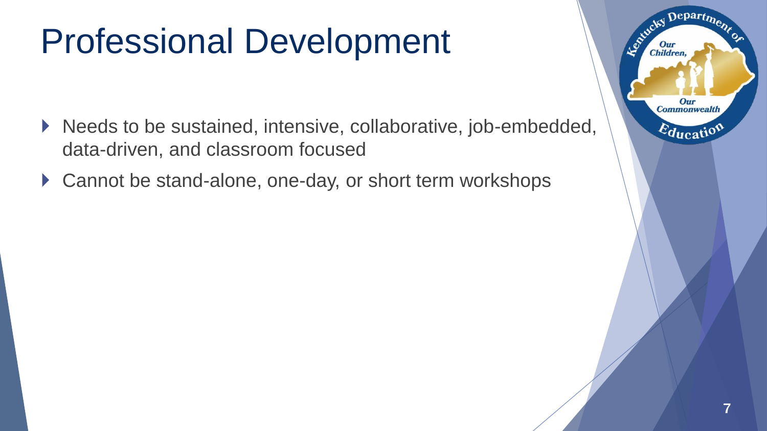# Professional Development

- Needs to be sustained, intensive, collaborative, job-embedded, data-driven, and classroom focused
- Cannot be stand-alone, one-day, or short term workshops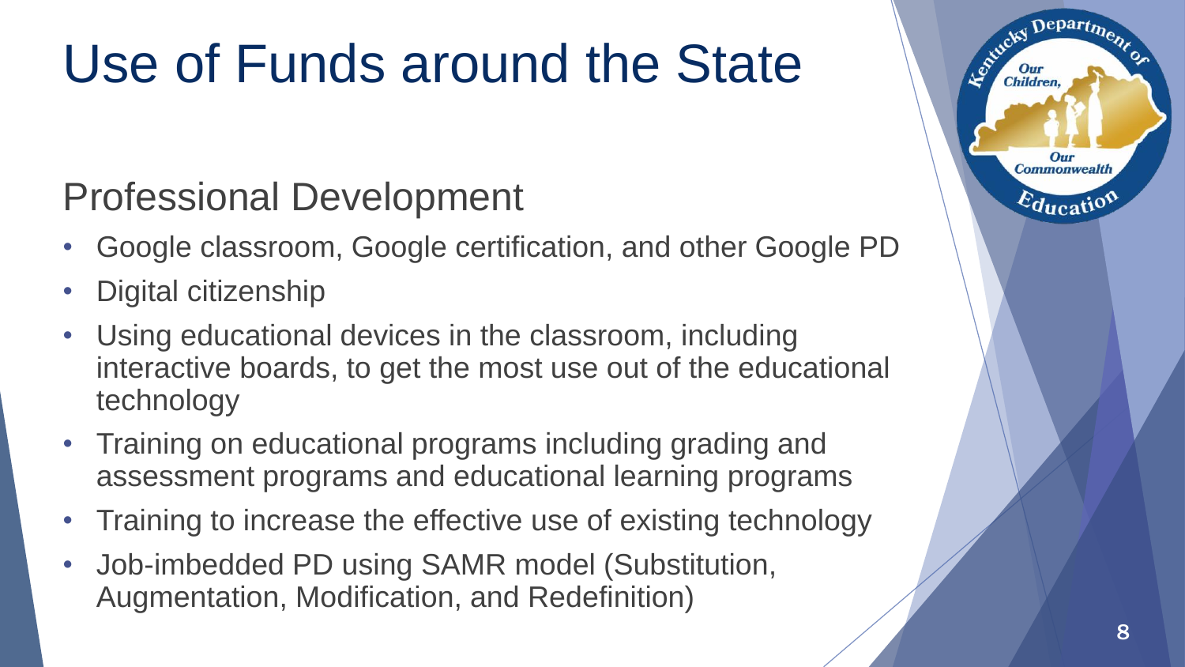# Use of Funds around the State

## Professional Development

- Google classroom, Google certification, and other Google PD
- Digital citizenship
- Using educational devices in the classroom, including interactive boards, to get the most use out of the educational technology
- Training on educational programs including grading and assessment programs and educational learning programs
- Training to increase the effective use of existing technology
- Job-imbedded PD using SAMR model (Substitution, Augmentation, Modification, and Redefinition)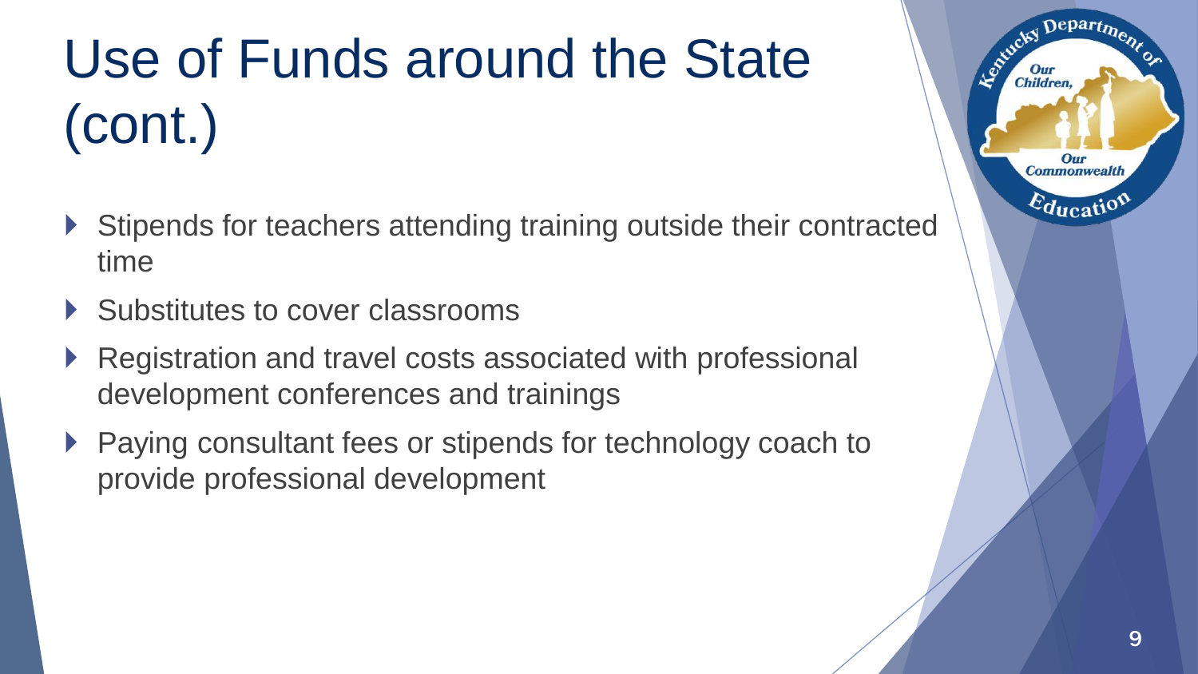# Use of Funds around the State (cont.)

- Stipends for teachers attending training outside their contracted time
- Substitutes to cover classrooms
- Registration and travel costs associated with professional development conferences and trainings
- Paying consultant fees or stipends for technology coach to provide professional development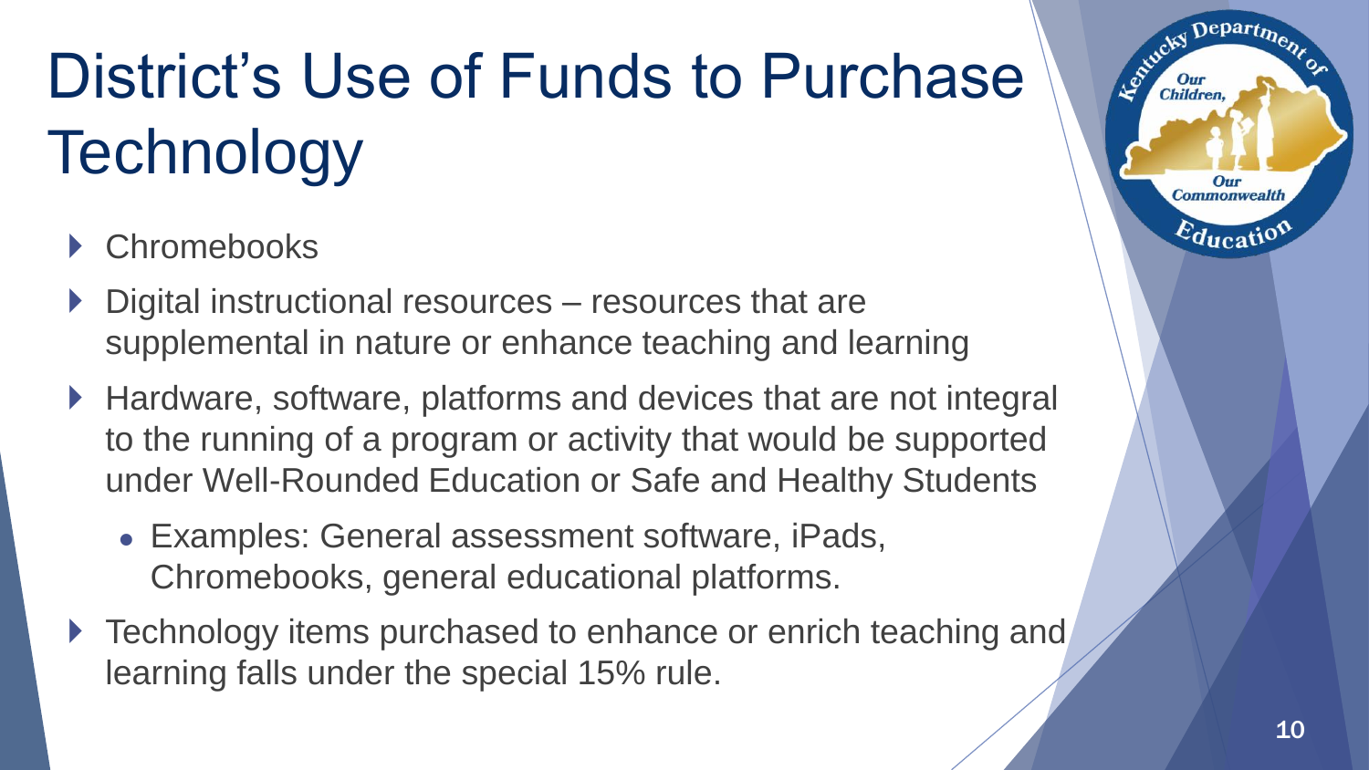# District's Use of Funds to Purchase Technology

- Chromebooks
- Digital instructional resources – resources that are supplemental in nature or enhance teaching and learning
- Hardware, software, platforms and devices that are not integral to the running of a program or activity that would be supported under Well-Rounded Education or Safe and Healthy Students
  - Examples: General assessment software, iPads, Chromebooks, general educational platforms.
- Technology items purchased to enhance or enrich teaching and learning falls under the special 15% rule.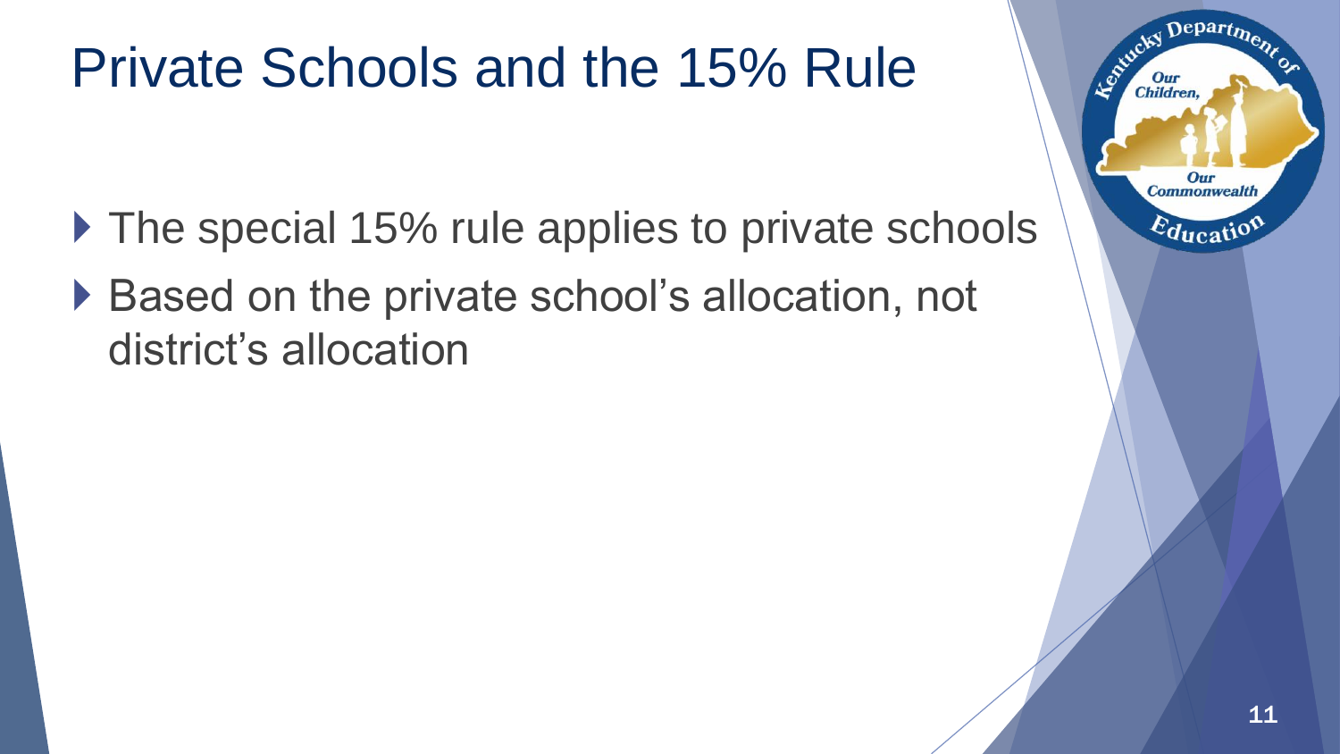# Private Schools and the 15% Rule

- The special 15% rule applies to private schools
- Based on the private school's allocation, not district's allocation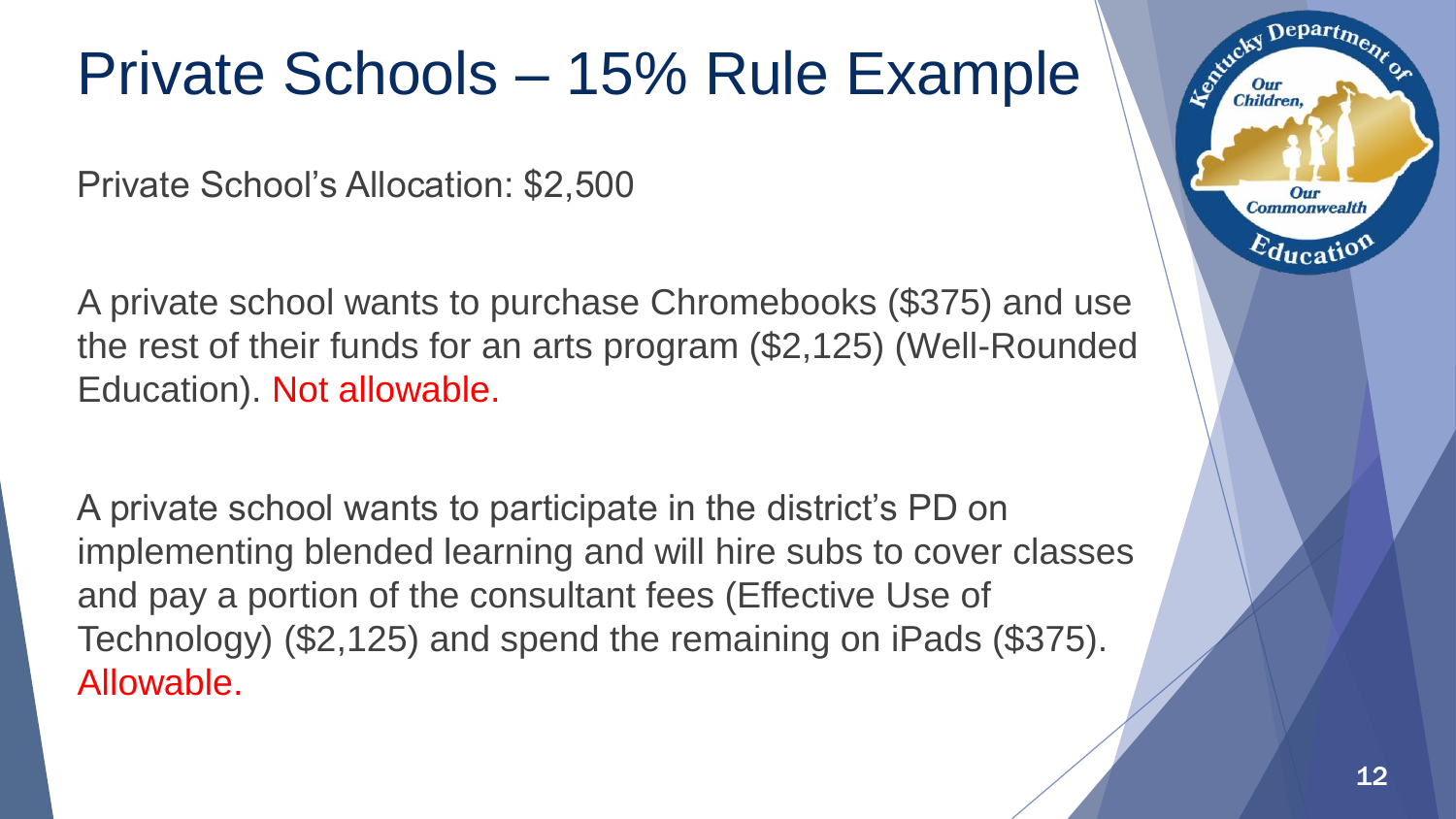# Private Schools – 15% Rule Example

Private School's Allocation: $2,500

A private school wants to purchase Chromebooks ($375) and use the rest of their funds for an arts program ($2,125) (Well-Rounded Education). Not allowable.

A private school wants to participate in the district's PD on implementing blended learning and will hire subs to cover classes and pay a portion of the consultant fees (Effective Use of Technology) ($2,125) and spend the remaining on iPads ($375). Allowable.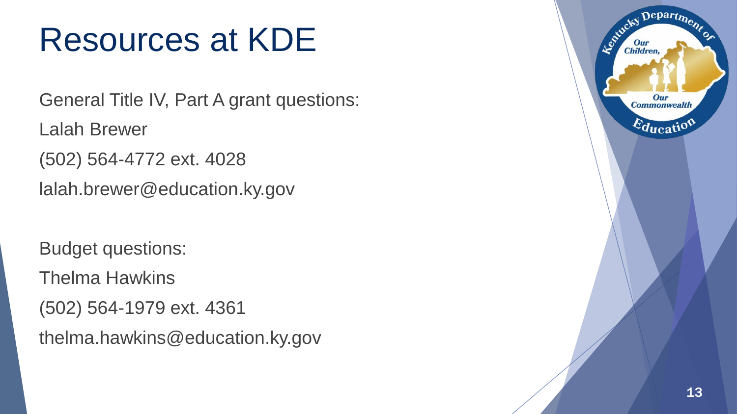# Resources at KDE

General Title IV, Part A grant questions:

Lalah Brewer

(502) 564-4772 ext. 4028

lalah.brewer@education.ky.gov

Budget questions:

Thelma Hawkins

(502) 564-1979 ext. 4361

thelma.hawkins@education.ky.gov